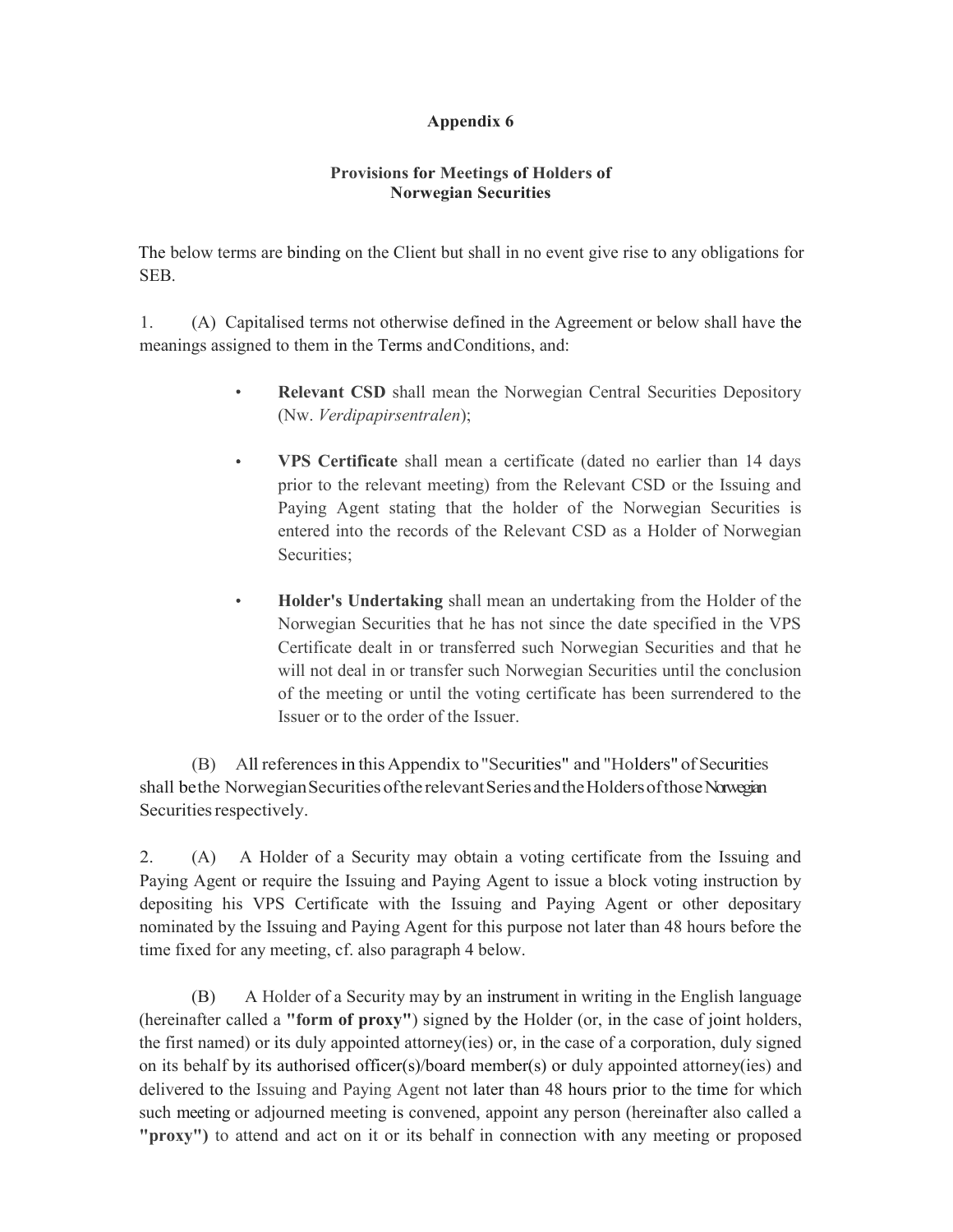**Appendix 6**

**Provisions for Meetings of Holders of Norwegian Securities**

The below terms are binding on the Client but shall in no event give rise to any obligations for SEB.

1. (A) Capitalised terms not otherwise defined in the Agreement or below shall have the meanings assigned to them in the Terms and Conditions, and:

- **Relevant CSD** shall mean the Norwegian Central Securities Depository (Nw. *Verdipapirsentralen*);
- **VPS Certificate** shall mean a certificate (dated no earlier than 14 days prior to the relevant meeting) from the Relevant CSD or the Issuing and Paying Agent stating that the holder of the Norwegian Securities is entered into the records of the Relevant CSD as a Holder of Norwegian Securities;
- **Holder's Undertaking** shall mean an undertaking from the Holder of the Norwegian Securities that he has not since the date specified in the VPS Certificate dealt in or transferred such Norwegian Securities and that he will not deal in or transfer such Norwegian Securities until the conclusion of the meeting or until the voting certificate has been surrendered to the Issuer or to the order of the Issuer.

(B) All references in this Appendix to "Securities" and "Holders" of Securities shall be the Norwegian Securities of the relevant Series and the Holders of those Norwegian Securities respectively.

2. (A) A Holder of a Security may obtain a voting certificate from the Issuing and Paying Agent or require the Issuing and Paying Agent to issue a block voting instruction by depositing his VPS Certificate with the Issuing and Paying Agent or other depositary nominated by the Issuing and Paying Agent for this purpose not later than 48 hours before the time fixed for any meeting, cf. also paragraph 4 below.

(B) A Holder of a Security may by an instrument in writing in the English language (hereinafter called a **"form of proxy"**) signed by the Holder (or, in the case of joint holders, the first named) or its duly appointed attorney(ies) or, in the case of a corporation, duly signed on its behalf by its authorised officer(s)/board member(s) or duly appointed attorney(ies) and delivered to the Issuing and Paying Agent not later than 48 hours prior to the time for which such meeting or adjourned meeting is convened, appoint any person (hereinafter also called a **"proxy"**) to attend and act on it or its behalf in connection with any meeting or proposed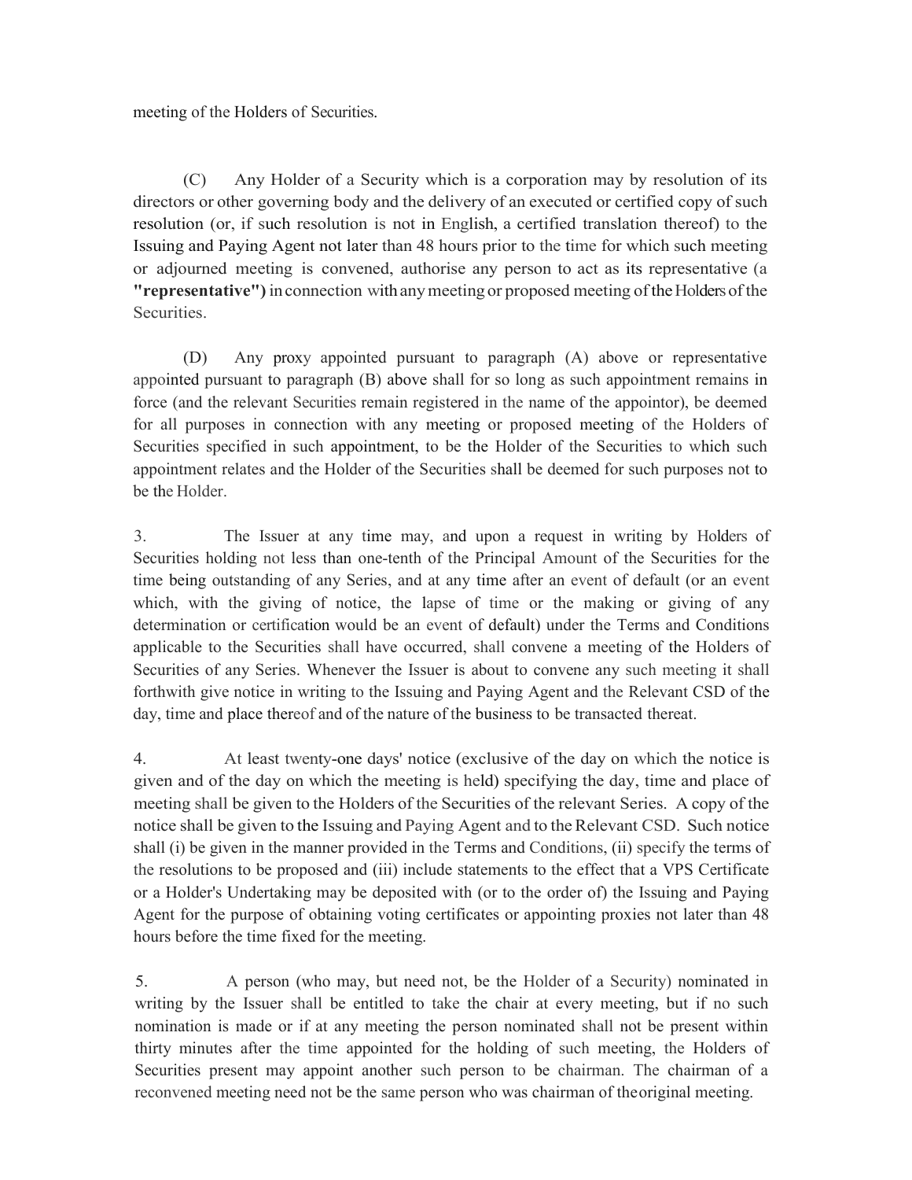meeting of the Holders of Securities.

(C) Any Holder of a Security which is a corporation may by resolution of its directors or other governing body and the delivery of an executed or certified copy of such resolution (or, if such resolution is not in English, a certified translation thereof) to the Issuing and Paying Agent not later than 48 hours prior to the time for which such meeting or adjourned meeting is convened, authorise any person to act as its representative (a **"representative")** in connection with any meeting or proposed meeting of the Holders of the Securities.

(D) Any proxy appointed pursuant to paragraph (A) above or representative appointed pursuant to paragraph (B) above shall for so long as such appointment remains in force (and the relevant Securities remain registered in the name of the appointor), be deemed for all purposes in connection with any meeting or proposed meeting of the Holders of Securities specified in such appointment, to be the Holder of the Securities to which such appointment relates and the Holder of the Securities shall be deemed for such purposes not to be the Holder.

3. The Issuer at any time may, and upon a request in writing by Holders of Securities holding not less than one-tenth of the Principal Amount of the Securities for the time being outstanding of any Series, and at any time after an event of default (or an event which, with the giving of notice, the lapse of time or the making or giving of any determination or certification would be an event of default) under the Terms and Conditions applicable to the Securities shall have occurred, shall convene a meeting of the Holders of Securities of any Series. Whenever the Issuer is about to convene any such meeting it shall forthwith give notice in writing to the Issuing and Paying Agent and the Relevant CSD of the day, time and place thereof and of the nature of the business to be transacted thereat.

4. At least twenty-one days' notice (exclusive of the day on which the notice is given and of the day on which the meeting is held) specifying the day, time and place of meeting shall be given to the Holders of the Securities of the relevant Series. A copy of the notice shall be given to the Issuing and Paying Agent and to the Relevant CSD. Such notice shall (i) be given in the manner provided in the Terms and Conditions, (ii) specify the terms of the resolutions to be proposed and (iii) include statements to the effect that a VPS Certificate or a Holder's Undertaking may be deposited with (or to the order of) the Issuing and Paying Agent for the purpose of obtaining voting certificates or appointing proxies not later than 48 hours before the time fixed for the meeting.

5. A person (who may, but need not, be the Holder of a Security) nominated in writing by the Issuer shall be entitled to take the chair at every meeting, but if no such nomination is made or if at any meeting the person nominated shall not be present within thirty minutes after the time appointed for the holding of such meeting, the Holders of Securities present may appoint another such person to be chairman. The chairman of a reconvened meeting need not be the same person who was chairman of the original meeting.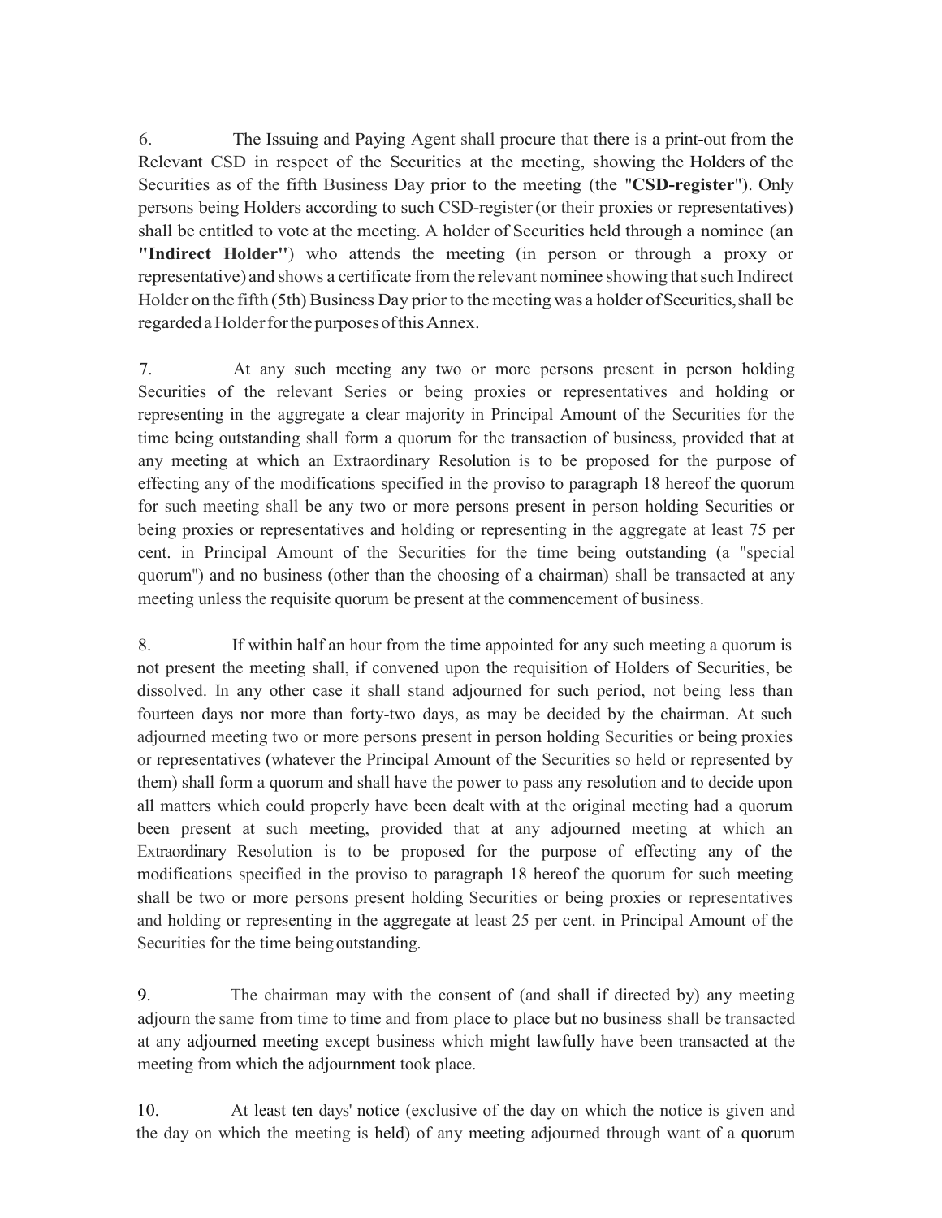6. The Issuing and Paying Agent shall procure that there is a print-out from the Relevant CSD in respect of the Securities at the meeting, showing the Holders of the Securities as of the fifth Business Day prior to the meeting (the "**CSD-register**"). Only persons being Holders according to such CSD-register (or their proxies or representatives) shall be entitled to vote at the meeting. A holder of Securities held through a nominee (an **"Indirect Holder"**) who attends the meeting (in person or through a proxy or representative) and shows a certificate from the relevant nominee showing that such Indirect Holder on the fifth (5th) Business Day prior to the meeting was a holder of Securities, shall be regarded a Holder for the purposes of this Annex.

7. At any such meeting any two or more persons present in person holding Securities of the relevant Series or being proxies or representatives and holding or representing in the aggregate a clear majority in Principal Amount of the Securities for the time being outstanding shall form a quorum for the transaction of business, provided that at any meeting at which an Extraordinary Resolution is to be proposed for the purpose of effecting any of the modifications specified in the proviso to paragraph 18 hereof the quorum for such meeting shall be any two or more persons present in person holding Securities or being proxies or representatives and holding or representing in the aggregate at least 75 per cent. in Principal Amount of the Securities for the time being outstanding (a "special quorum") and no business (other than the choosing of a chairman) shall be transacted at any meeting unless the requisite quorum be present at the commencement of business.

8. If within half an hour from the time appointed for any such meeting a quorum is not present the meeting shall, if convened upon the requisition of Holders of Securities, be dissolved. In any other case it shall stand adjourned for such period, not being less than fourteen days nor more than forty-two days, as may be decided by the chairman. At such adjourned meeting two or more persons present in person holding Securities or being proxies or representatives (whatever the Principal Amount of the Securities so held or represented by them) shall form a quorum and shall have the power to pass any resolution and to decide upon all matters which could properly have been dealt with at the original meeting had a quorum been present at such meeting, provided that at any adjourned meeting at which an Extraordinary Resolution is to be proposed for the purpose of effecting any of the modifications specified in the proviso to paragraph 18 hereof the quorum for such meeting shall be two or more persons present holding Securities or being proxies or representatives and holding or representing in the aggregate at least 25 per cent. in Principal Amount of the Securities for the time being outstanding.

9. The chairman may with the consent of (and shall if directed by) any meeting adjourn the same from time to time and from place to place but no business shall be transacted at any adjourned meeting except business which might lawfully have been transacted at the meeting from which the adjournment took place.

10. At least ten days' notice (exclusive of the day on which the notice is given and the day on which the meeting is held) of any meeting adjourned through want of a quorum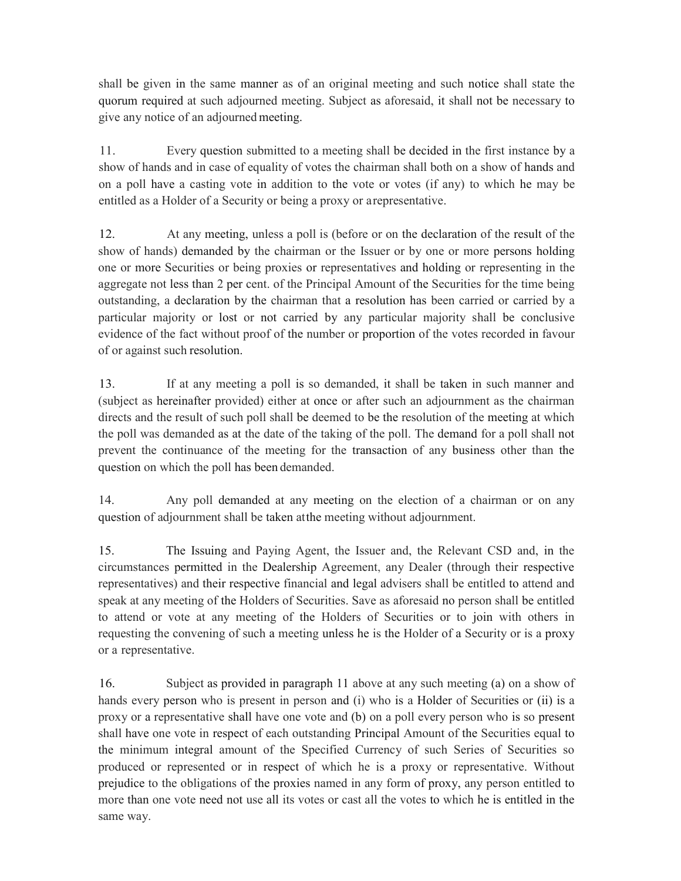shall be given in the same manner as of an original meeting and such notice shall state the quorum required at such adjourned meeting. Subject as aforesaid, it shall not be necessary to give any notice of an adjourned meeting.

11. Every question submitted to a meeting shall be decided in the first instance by a show of hands and in case of equality of votes the chairman shall both on a show of hands and on a poll have a casting vote in addition to the vote or votes (if any) to which he may be entitled as a Holder of a Security or being a proxy or a representative.

12. At any meeting, unless a poll is (before or on the declaration of the result of the show of hands) demanded by the chairman or the Issuer or by one or more persons holding one or more Securities or being proxies or representatives and holding or representing in the aggregate not less than 2 per cent. of the Principal Amount of the Securities for the time being outstanding, a declaration by the chairman that a resolution has been carried or carried by a particular majority or lost or not carried by any particular majority shall be conclusive evidence of the fact without proof of the number or proportion of the votes recorded in favour of or against such resolution.

13. If at any meeting a poll is so demanded, it shall be taken in such manner and (subject as hereinafter provided) either at once or after such an adjournment as the chairman directs and the result of such poll shall be deemed to be the resolution of the meeting at which the poll was demanded as at the date of the taking of the poll. The demand for a poll shall not prevent the continuance of the meeting for the transaction of any business other than the question on which the poll has been demanded.

14. Any poll demanded at any meeting on the election of a chairman or on any question of adjournment shall be taken at the meeting without adjournment.

15. The Issuing and Paying Agent, the Issuer and, the Relevant CSD and, in the circumstances permitted in the Dealership Agreement, any Dealer (through their respective representatives) and their respective financial and legal advisers shall be entitled to attend and speak at any meeting of the Holders of Securities. Save as aforesaid no person shall be entitled to attend or vote at any meeting of the Holders of Securities or to join with others in requesting the convening of such a meeting unless he is the Holder of a Security or is a proxy or a representative.

16. Subject as provided in paragraph 11 above at any such meeting (a) on a show of hands every person who is present in person and (i) who is a Holder of Securities or (ii) is a proxy or a representative shall have one vote and (b) on a poll every person who is so present shall have one vote in respect of each outstanding Principal Amount of the Securities equal to the minimum integral amount of the Specified Currency of such Series of Securities so produced or represented or in respect of which he is a proxy or representative. Without prejudice to the obligations of the proxies named in any form of proxy, any person entitled to more than one vote need not use all its votes or cast all the votes to which he is entitled in the same way.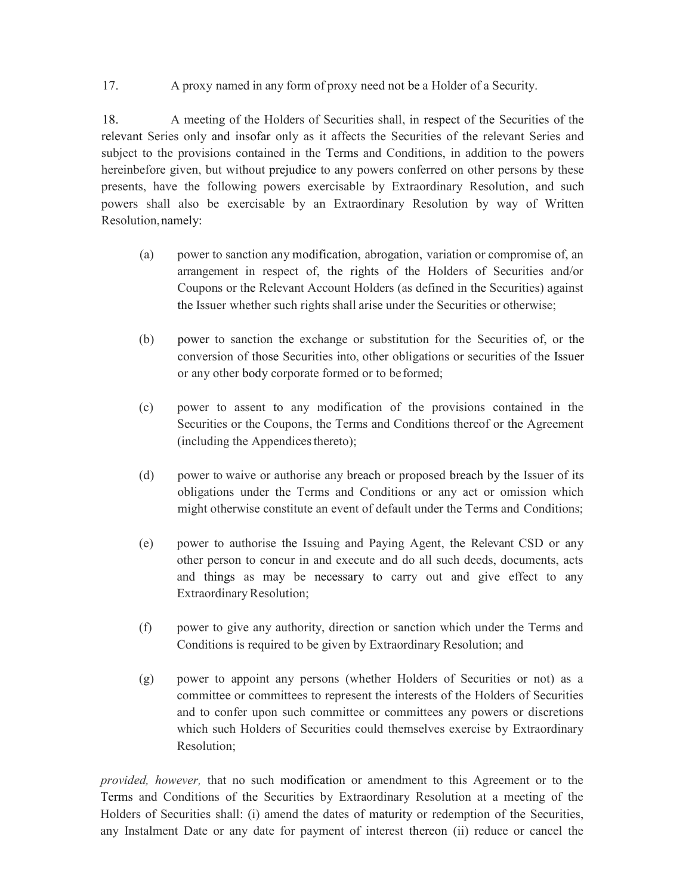17. A proxy named in any form of proxy need not be a Holder of a Security.

18. A meeting of the Holders of Securities shall, in respect of the Securities of the relevant Series only and insofar only as it affects the Securities of the relevant Series and subject to the provisions contained in the Terms and Conditions, in addition to the powers hereinbefore given, but without prejudice to any powers conferred on other persons by these presents, have the following powers exercisable by Extraordinary Resolution, and such powers shall also be exercisable by an Extraordinary Resolution by way of Written Resolution, namely:

(a) power to sanction any modification, abrogation, variation or compromise of, an arrangement in respect of, the rights of the Holders of Securities and/or Coupons or the Relevant Account Holders (as defined in the Securities) against the Issuer whether such rights shall arise under the Securities or otherwise;

(b) power to sanction the exchange or substitution for the Securities of, or the conversion of those Securities into, other obligations or securities of the Issuer or any other body corporate formed or to be formed;

(c) power to assent to any modification of the provisions contained in the Securities or the Coupons, the Terms and Conditions thereof or the Agreement (including the Appendices thereto);

(d) power to waive or authorise any breach or proposed breach by the Issuer of its obligations under the Terms and Conditions or any act or omission which might otherwise constitute an event of default under the Terms and Conditions;

(e) power to authorise the Issuing and Paying Agent, the Relevant CSD or any other person to concur in and execute and do all such deeds, documents, acts and things as may be necessary to carry out and give effect to any Extraordinary Resolution;

(f) power to give any authority, direction or sanction which under the Terms and Conditions is required to be given by Extraordinary Resolution; and

(g) power to appoint any persons (whether Holders of Securities or not) as a committee or committees to represent the interests of the Holders of Securities and to confer upon such committee or committees any powers or discretions which such Holders of Securities could themselves exercise by Extraordinary Resolution;

*provided, however,* that no such modification or amendment to this Agreement or to the Terms and Conditions of the Securities by Extraordinary Resolution at a meeting of the Holders of Securities shall: (i) amend the dates of maturity or redemption of the Securities, any Instalment Date or any date for payment of interest thereon (ii) reduce or cancel the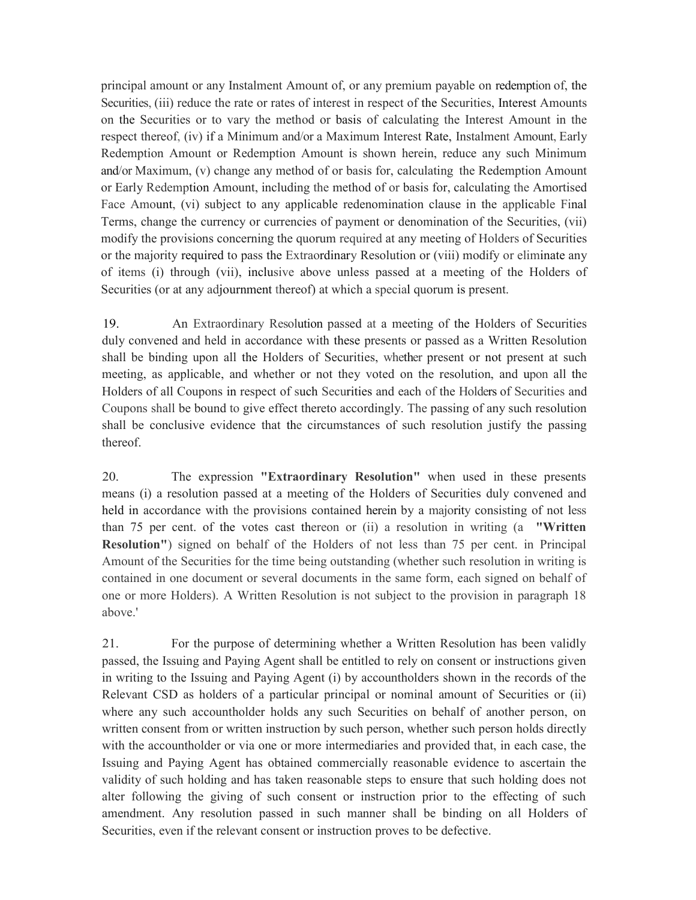principal amount or any Instalment Amount of, or any premium payable on redemption of, the Securities, (iii) reduce the rate or rates of interest in respect of the Securities, Interest Amounts on the Securities or to vary the method or basis of calculating the Interest Amount in the respect thereof, (iv) if a Minimum and/or a Maximum Interest Rate, Instalment Amount, Early Redemption Amount or Redemption Amount is shown herein, reduce any such Minimum and/or Maximum, (v) change any method of or basis for, calculating the Redemption Amount or Early Redemption Amount, including the method of or basis for, calculating the Amortised Face Amount, (vi) subject to any applicable redenomination clause in the applicable Final Terms, change the currency or currencies of payment or denomination of the Securities, (vii) modify the provisions concerning the quorum required at any meeting of Holders of Securities or the majority required to pass the Extraordinary Resolution or (viii) modify or eliminate any of items (i) through (vii), inclusive above unless passed at a meeting of the Holders of Securities (or at any adjournment thereof) at which a special quorum is present.

19. An Extraordinary Resolution passed at a meeting of the Holders of Securities duly convened and held in accordance with these presents or passed as a Written Resolution shall be binding upon all the Holders of Securities, whether present or not present at such meeting, as applicable, and whether or not they voted on the resolution, and upon all the Holders of all Coupons in respect of such Securities and each of the Holders of Securities and Coupons shall be bound to give effect thereto accordingly. The passing of any such resolution shall be conclusive evidence that the circumstances of such resolution justify the passing thereof.

20. The expression **"Extraordinary Resolution"** when used in these presents means (i) a resolution passed at a meeting of the Holders of Securities duly convened and held in accordance with the provisions contained herein by a majority consisting of not less than 75 per cent. of the votes cast thereon or (ii) a resolution in writing (a **"Written Resolution"**) signed on behalf of the Holders of not less than 75 per cent. in Principal Amount of the Securities for the time being outstanding (whether such resolution in writing is contained in one document or several documents in the same form, each signed on behalf of one or more Holders). A Written Resolution is not subject to the provision in paragraph 18 above.'

21. For the purpose of determining whether a Written Resolution has been validly passed, the Issuing and Paying Agent shall be entitled to rely on consent or instructions given in writing to the Issuing and Paying Agent (i) by accountholders shown in the records of the Relevant CSD as holders of a particular principal or nominal amount of Securities or (ii) where any such accountholder holds any such Securities on behalf of another person, on written consent from or written instruction by such person, whether such person holds directly with the accountholder or via one or more intermediaries and provided that, in each case, the Issuing and Paying Agent has obtained commercially reasonable evidence to ascertain the validity of such holding and has taken reasonable steps to ensure that such holding does not alter following the giving of such consent or instruction prior to the effecting of such amendment. Any resolution passed in such manner shall be binding on all Holders of Securities, even if the relevant consent or instruction proves to be defective.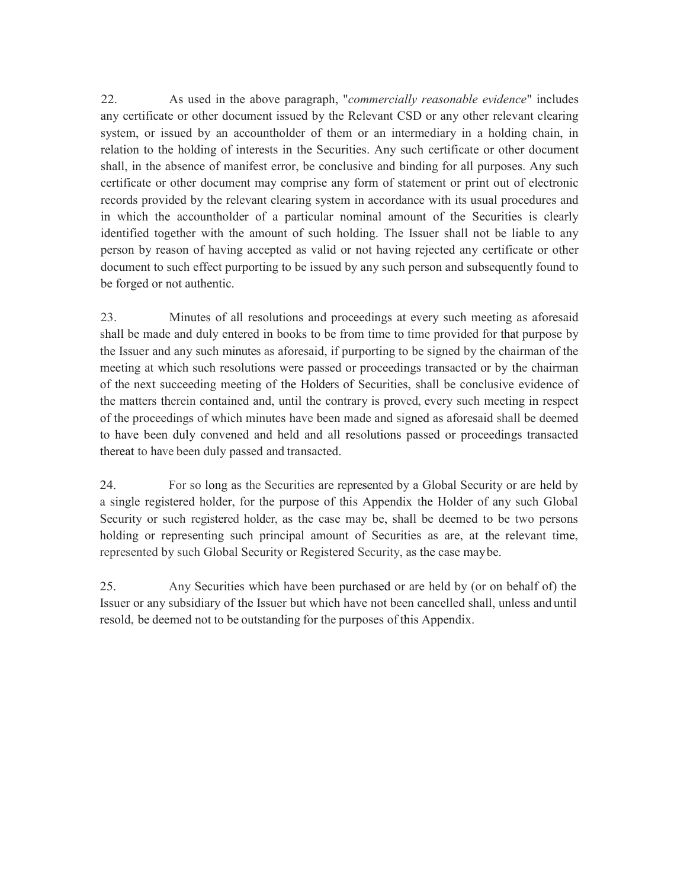22. As used in the above paragraph, "*commercially reasonable evidence*" includes any certificate or other document issued by the Relevant CSD or any other relevant clearing system, or issued by an accountholder of them or an intermediary in a holding chain, in relation to the holding of interests in the Securities. Any such certificate or other document shall, in the absence of manifest error, be conclusive and binding for all purposes. Any such certificate or other document may comprise any form of statement or print out of electronic records provided by the relevant clearing system in accordance with its usual procedures and in which the accountholder of a particular nominal amount of the Securities is clearly identified together with the amount of such holding. The Issuer shall not be liable to any person by reason of having accepted as valid or not having rejected any certificate or other document to such effect purporting to be issued by any such person and subsequently found to be forged or not authentic.

23. Minutes of all resolutions and proceedings at every such meeting as aforesaid shall be made and duly entered in books to be from time to time provided for that purpose by the Issuer and any such minutes as aforesaid, if purporting to be signed by the chairman of the meeting at which such resolutions were passed or proceedings transacted or by the chairman of the next succeeding meeting of the Holders of Securities, shall be conclusive evidence of the matters therein contained and, until the contrary is proved, every such meeting in respect of the proceedings of which minutes have been made and signed as aforesaid shall be deemed to have been duly convened and held and all resolutions passed or proceedings transacted thereat to have been duly passed and transacted.

24. For so long as the Securities are represented by a Global Security or are held by a single registered holder, for the purpose of this Appendix the Holder of any such Global Security or such registered holder, as the case may be, shall be deemed to be two persons holding or representing such principal amount of Securities as are, at the relevant time, represented by such Global Security or Registered Security, as the case may be.

25. Any Securities which have been purchased or are held by (or on behalf of) the Issuer or any subsidiary of the Issuer but which have not been cancelled shall, unless and until resold, be deemed not to be outstanding for the purposes of this Appendix.